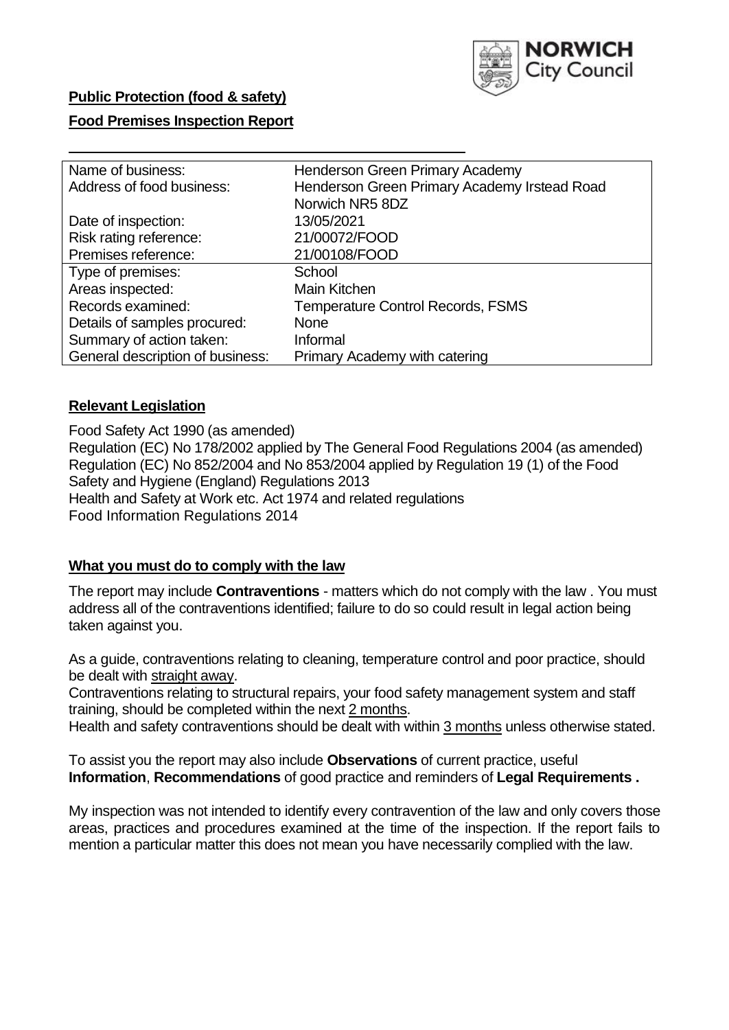**Public Protection (food & safety)**

**Food Premises Inspection Report**

| | |
|---|---|
| Name of business: | Henderson Green Primary Academy |
| Address of food business: | Henderson Green Primary Academy Irstead Road Norwich NR5 8DZ |
| Date of inspection: | 13/05/2021 |
| Risk rating reference: | 21/00072/FOOD |
| Premises reference: | 21/00108/FOOD |
| Type of premises: | School |
| Areas inspected: | Main Kitchen |
| Records examined: | Temperature Control Records, FSMS |
| Details of samples procured: | None |
| Summary of action taken: | Informal |
| General description of business: | Primary Academy with catering |

## Relevant Legislation

Food Safety Act 1990 (as amended)
Regulation (EC) No 178/2002 applied by The General Food Regulations 2004 (as amended)
Regulation (EC) No 852/2004 and No 853/2004 applied by Regulation 19 (1) of the Food Safety and Hygiene (England) Regulations 2013
Health and Safety at Work etc. Act 1974 and related regulations
Food Information Regulations 2014

## What you must do to comply with the law

The report may include **Contraventions** - matters which do not comply with the law . You must address all of the contraventions identified; failure to do so could result in legal action being taken against you.

As a guide, contraventions relating to cleaning, temperature control and poor practice, should be dealt with straight away.

Contraventions relating to structural repairs, your food safety management system and staff training, should be completed within the next 2 months.

Health and safety contraventions should be dealt with within 3 months unless otherwise stated.

To assist you the report may also include **Observations** of current practice, useful **Information**, **Recommendations** of good practice and reminders of **Legal Requirements .**

My inspection was not intended to identify every contravention of the law and only covers those areas, practices and procedures examined at the time of the inspection. If the report fails to mention a particular matter this does not mean you have necessarily complied with the law.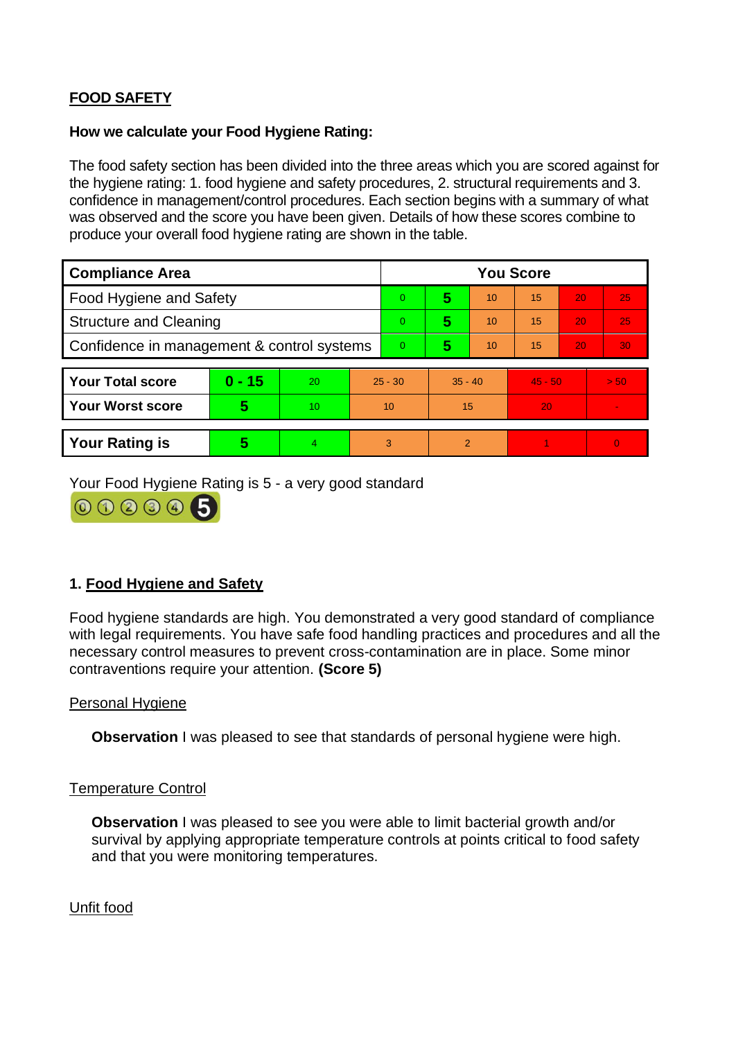**FOOD SAFETY**

**How we calculate your Food Hygiene Rating:**

The food safety section has been divided into the three areas which you are scored against for the hygiene rating: 1. food hygiene and safety procedures, 2. structural requirements and 3. confidence in management/control procedures. Each section begins with a summary of what was observed and the score you have been given. Details of how these scores combine to produce your overall food hygiene rating are shown in the table.

| Compliance Area | You Score | | | | | |
|---|---|---|---|---|---|---|
| Food Hygiene and Safety | 0 | **5** | 10 | 15 | 20 | 25 |
| Structure and Cleaning | 0 | **5** | 10 | 15 | 20 | 25 |
| Confidence in management & control systems | 0 | **5** | 10 | 15 | 20 | 30 |

| | | | | | | |
|---|---|---|---|---|---|---|
| **Your Total score** | **0 - 15** | 20 | 25 - 30 | 35 - 40 | 45 - 50 | > 50 |
| **Your Worst score** | **5** | 10 | 10 | 15 | 20 | - |

| | | | | | | |
|---|---|---|---|---|---|---|
| **Your Rating is** | **5** | 4 | 3 | 2 | 1 | 0 |

Your Food Hygiene Rating is 5 - a very good standard

## 1. Food Hygiene and Safety

Food hygiene standards are high. You demonstrated a very good standard of compliance with legal requirements. You have safe food handling practices and procedures and all the necessary control measures to prevent cross-contamination are in place. Some minor contraventions require your attention. **(Score 5)**

Personal Hygiene

**Observation** I was pleased to see that standards of personal hygiene were high.

Temperature Control

**Observation** I was pleased to see you were able to limit bacterial growth and/or survival by applying appropriate temperature controls at points critical to food safety and that you were monitoring temperatures.

Unfit food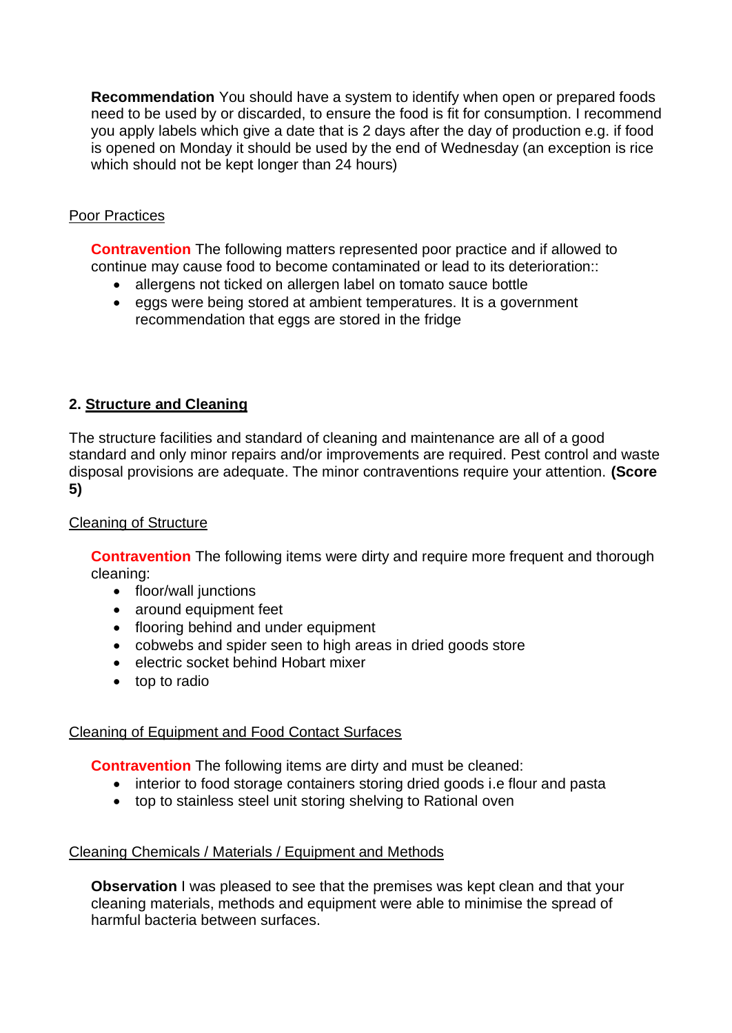**Recommendation** You should have a system to identify when open or prepared foods need to be used by or discarded, to ensure the food is fit for consumption. I recommend you apply labels which give a date that is 2 days after the day of production e.g. if food is opened on Monday it should be used by the end of Wednesday (an exception is rice which should not be kept longer than 24 hours)

Poor Practices

**Contravention** The following matters represented poor practice and if allowed to continue may cause food to become contaminated or lead to its deterioration::

- allergens not ticked on allergen label on tomato sauce bottle
- eggs were being stored at ambient temperatures. It is a government recommendation that eggs are stored in the fridge

## 2. Structure and Cleaning

The structure facilities and standard of cleaning and maintenance are all of a good standard and only minor repairs and/or improvements are required. Pest control and waste disposal provisions are adequate. The minor contraventions require your attention. **(Score 5)**

Cleaning of Structure

**Contravention** The following items were dirty and require more frequent and thorough cleaning:

- floor/wall junctions
- around equipment feet
- flooring behind and under equipment
- cobwebs and spider seen to high areas in dried goods store
- electric socket behind Hobart mixer
- top to radio

Cleaning of Equipment and Food Contact Surfaces

**Contravention** The following items are dirty and must be cleaned:

- interior to food storage containers storing dried goods i.e flour and pasta
- top to stainless steel unit storing shelving to Rational oven

Cleaning Chemicals / Materials / Equipment and Methods

**Observation** I was pleased to see that the premises was kept clean and that your cleaning materials, methods and equipment were able to minimise the spread of harmful bacteria between surfaces.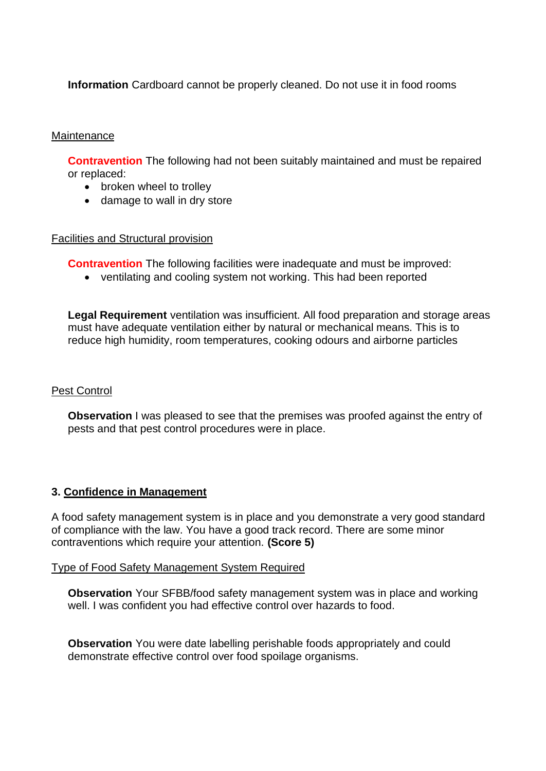**Information** Cardboard cannot be properly cleaned. Do not use it in food rooms

Maintenance

**Contravention** The following had not been suitably maintained and must be repaired or replaced:

- broken wheel to trolley
- damage to wall in dry store

Facilities and Structural provision

**Contravention** The following facilities were inadequate and must be improved:

- ventilating and cooling system not working. This had been reported

**Legal Requirement** ventilation was insufficient. All food preparation and storage areas must have adequate ventilation either by natural or mechanical means. This is to reduce high humidity, room temperatures, cooking odours and airborne particles

Pest Control

**Observation** I was pleased to see that the premises was proofed against the entry of pests and that pest control procedures were in place.

## 3. Confidence in Management

A food safety management system is in place and you demonstrate a very good standard of compliance with the law. You have a good track record. There are some minor contraventions which require your attention. **(Score 5)**

Type of Food Safety Management System Required

**Observation** Your SFBB/food safety management system was in place and working well. I was confident you had effective control over hazards to food.

**Observation** You were date labelling perishable foods appropriately and could demonstrate effective control over food spoilage organisms.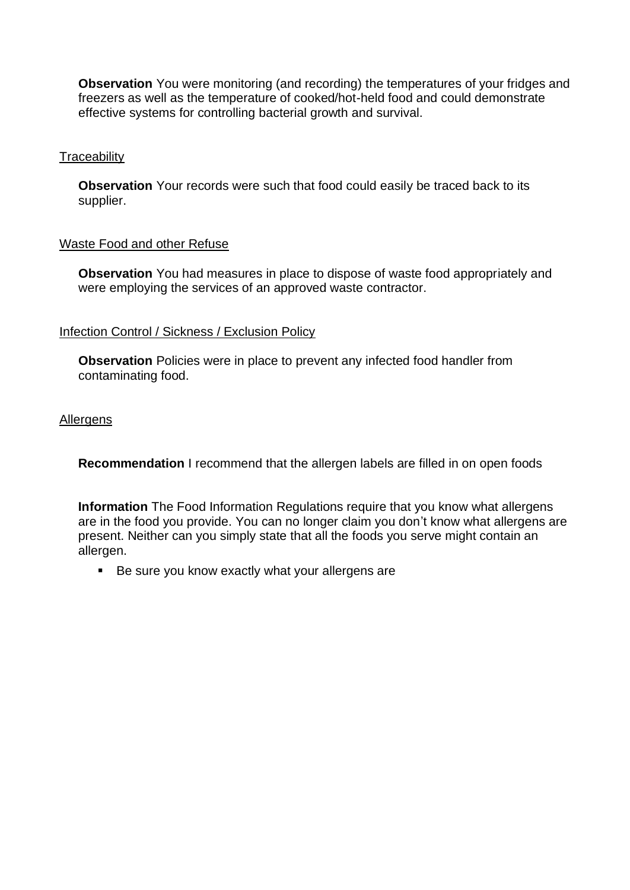**Observation** You were monitoring (and recording) the temperatures of your fridges and freezers as well as the temperature of cooked/hot-held food and could demonstrate effective systems for controlling bacterial growth and survival.

<u>Traceability</u>

**Observation** Your records were such that food could easily be traced back to its supplier.

<u>Waste Food and other Refuse</u>

**Observation** You had measures in place to dispose of waste food appropriately and were employing the services of an approved waste contractor.

<u>Infection Control / Sickness / Exclusion Policy</u>

**Observation** Policies were in place to prevent any infected food handler from contaminating food.

<u>Allergens</u>

**Recommendation** I recommend that the allergen labels are filled in on open foods

**Information** The Food Information Regulations require that you know what allergens are in the food you provide. You can no longer claim you don't know what allergens are present. Neither can you simply state that all the foods you serve might contain an allergen.

- Be sure you know exactly what your allergens are